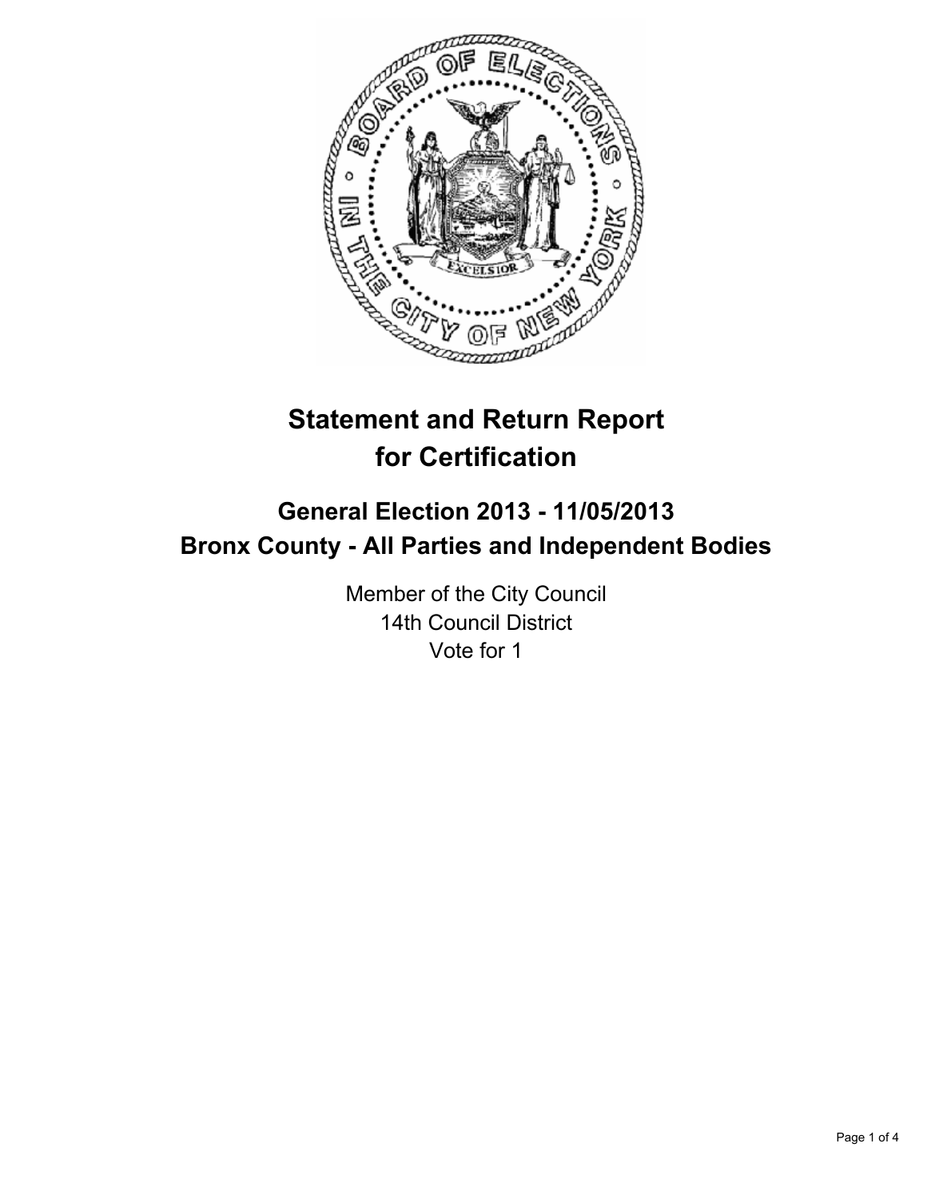# Statement and Return Report for Certification

## General Election 2013 - 11/05/2013
## Bronx County - All Parties and Independent Bodies

Member of the City Council
14th Council District
Vote for 1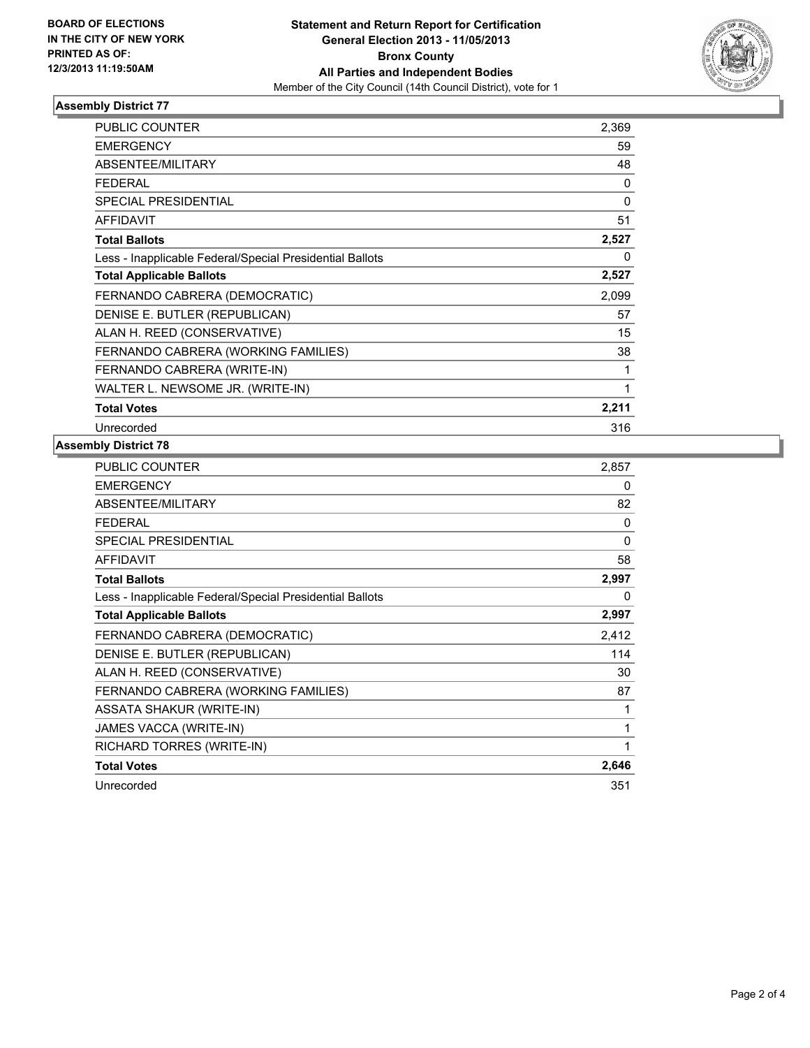**BOARD OF ELECTIONS IN THE CITY OF NEW YORK PRINTED AS OF: 12/3/2013 11:19:50AM**

**Statement and Return Report for Certification**
**General Election 2013 - 11/05/2013**
**Bronx County**
**All Parties and Independent Bodies**
Member of the City Council (14th Council District), vote for 1

## Assembly District 77

| | |
|---|---|
| PUBLIC COUNTER | 2,369 |
| EMERGENCY | 59 |
| ABSENTEE/MILITARY | 48 |
| FEDERAL | 0 |
| SPECIAL PRESIDENTIAL | 0 |
| AFFIDAVIT | 51 |
| **Total Ballots** | **2,527** |
| Less - Inapplicable Federal/Special Presidential Ballots | 0 |
| **Total Applicable Ballots** | **2,527** |
| FERNANDO CABRERA (DEMOCRATIC) | 2,099 |
| DENISE E. BUTLER (REPUBLICAN) | 57 |
| ALAN H. REED (CONSERVATIVE) | 15 |
| FERNANDO CABRERA (WORKING FAMILIES) | 38 |
| FERNANDO CABRERA (WRITE-IN) | 1 |
| WALTER L. NEWSOME JR. (WRITE-IN) | 1 |
| **Total Votes** | **2,211** |
| Unrecorded | 316 |

## Assembly District 78

| | |
|---|---|
| PUBLIC COUNTER | 2,857 |
| EMERGENCY | 0 |
| ABSENTEE/MILITARY | 82 |
| FEDERAL | 0 |
| SPECIAL PRESIDENTIAL | 0 |
| AFFIDAVIT | 58 |
| **Total Ballots** | **2,997** |
| Less - Inapplicable Federal/Special Presidential Ballots | 0 |
| **Total Applicable Ballots** | **2,997** |
| FERNANDO CABRERA (DEMOCRATIC) | 2,412 |
| DENISE E. BUTLER (REPUBLICAN) | 114 |
| ALAN H. REED (CONSERVATIVE) | 30 |
| FERNANDO CABRERA (WORKING FAMILIES) | 87 |
| ASSATA SHAKUR (WRITE-IN) | 1 |
| JAMES VACCA (WRITE-IN) | 1 |
| RICHARD TORRES (WRITE-IN) | 1 |
| **Total Votes** | **2,646** |
| Unrecorded | 351 |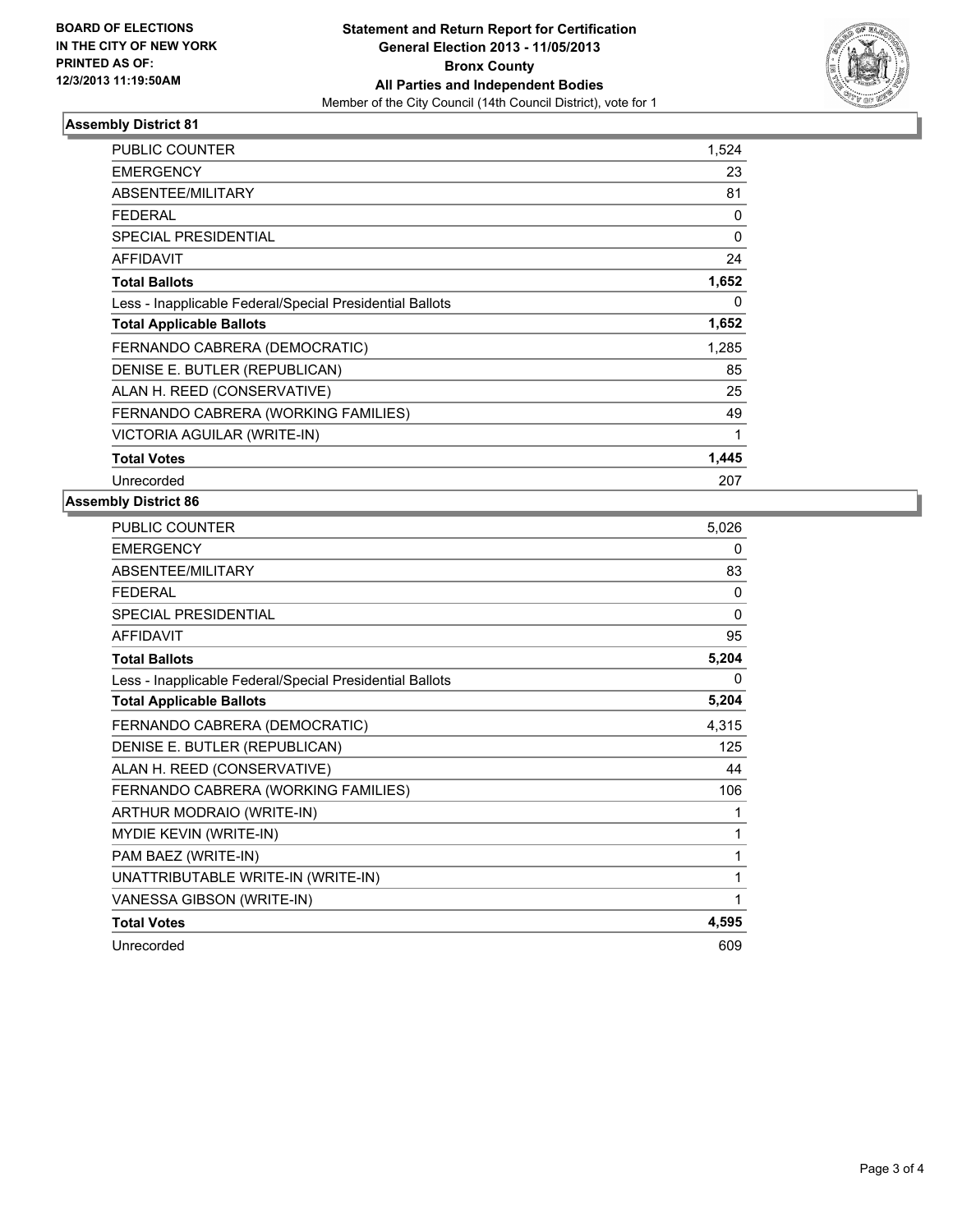**BOARD OF ELECTIONS IN THE CITY OF NEW YORK PRINTED AS OF: 12/3/2013 11:19:50AM**

**Statement and Return Report for Certification**
**General Election 2013 - 11/05/2013**
**Bronx County**
**All Parties and Independent Bodies**
Member of the City Council (14th Council District), vote for 1

## Assembly District 81

| | |
|---|---|
| PUBLIC COUNTER | 1,524 |
| EMERGENCY | 23 |
| ABSENTEE/MILITARY | 81 |
| FEDERAL | 0 |
| SPECIAL PRESIDENTIAL | 0 |
| AFFIDAVIT | 24 |
| **Total Ballots** | **1,652** |
| Less - Inapplicable Federal/Special Presidential Ballots | 0 |
| **Total Applicable Ballots** | **1,652** |
| FERNANDO CABRERA (DEMOCRATIC) | 1,285 |
| DENISE E. BUTLER (REPUBLICAN) | 85 |
| ALAN H. REED (CONSERVATIVE) | 25 |
| FERNANDO CABRERA (WORKING FAMILIES) | 49 |
| VICTORIA AGUILAR (WRITE-IN) | 1 |
| **Total Votes** | **1,445** |
| Unrecorded | 207 |

## Assembly District 86

| | |
|---|---|
| PUBLIC COUNTER | 5,026 |
| EMERGENCY | 0 |
| ABSENTEE/MILITARY | 83 |
| FEDERAL | 0 |
| SPECIAL PRESIDENTIAL | 0 |
| AFFIDAVIT | 95 |
| **Total Ballots** | **5,204** |
| Less - Inapplicable Federal/Special Presidential Ballots | 0 |
| **Total Applicable Ballots** | **5,204** |
| FERNANDO CABRERA (DEMOCRATIC) | 4,315 |
| DENISE E. BUTLER (REPUBLICAN) | 125 |
| ALAN H. REED (CONSERVATIVE) | 44 |
| FERNANDO CABRERA (WORKING FAMILIES) | 106 |
| ARTHUR MODRAIO (WRITE-IN) | 1 |
| MYDIE KEVIN (WRITE-IN) | 1 |
| PAM BAEZ (WRITE-IN) | 1 |
| UNATTRIBUTABLE WRITE-IN (WRITE-IN) | 1 |
| VANESSA GIBSON (WRITE-IN) | 1 |
| **Total Votes** | **4,595** |
| Unrecorded | 609 |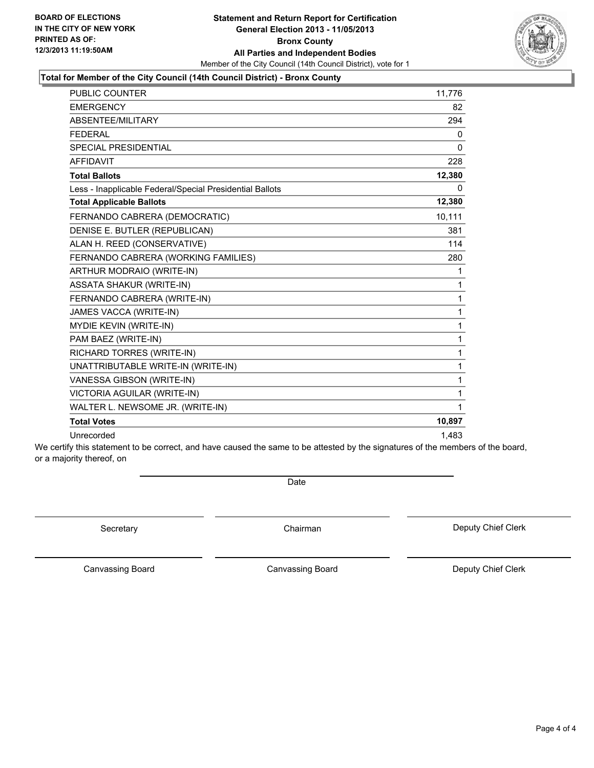**BOARD OF ELECTIONS IN THE CITY OF NEW YORK PRINTED AS OF: 12/3/2013 11:19:50AM**

**Statement and Return Report for Certification**
**General Election 2013 - 11/05/2013**
**Bronx County**
**All Parties and Independent Bodies**
Member of the City Council (14th Council District), vote for 1

### Total for Member of the City Council (14th Council District) - Bronx County

| | |
|---|---|
| PUBLIC COUNTER | 11,776 |
| EMERGENCY | 82 |
| ABSENTEE/MILITARY | 294 |
| FEDERAL | 0 |
| SPECIAL PRESIDENTIAL | 0 |
| AFFIDAVIT | 228 |
| **Total Ballots** | **12,380** |
| Less - Inapplicable Federal/Special Presidential Ballots | 0 |
| **Total Applicable Ballots** | **12,380** |
| FERNANDO CABRERA (DEMOCRATIC) | 10,111 |
| DENISE E. BUTLER (REPUBLICAN) | 381 |
| ALAN H. REED (CONSERVATIVE) | 114 |
| FERNANDO CABRERA (WORKING FAMILIES) | 280 |
| ARTHUR MODRAIO (WRITE-IN) | 1 |
| ASSATA SHAKUR (WRITE-IN) | 1 |
| FERNANDO CABRERA (WRITE-IN) | 1 |
| JAMES VACCA (WRITE-IN) | 1 |
| MYDIE KEVIN (WRITE-IN) | 1 |
| PAM BAEZ (WRITE-IN) | 1 |
| RICHARD TORRES (WRITE-IN) | 1 |
| UNATTRIBUTABLE WRITE-IN (WRITE-IN) | 1 |
| VANESSA GIBSON (WRITE-IN) | 1 |
| VICTORIA AGUILAR (WRITE-IN) | 1 |
| WALTER L. NEWSOME JR. (WRITE-IN) | 1 |
| **Total Votes** | **10,897** |
| Unrecorded | 1,483 |

We certify this statement to be correct, and have caused the same to be attested by the signatures of the members of the board, or a majority thereof, on

Date

Secretary | Chairman | Deputy Chief Clerk

Canvassing Board | Canvassing Board | Deputy Chief Clerk